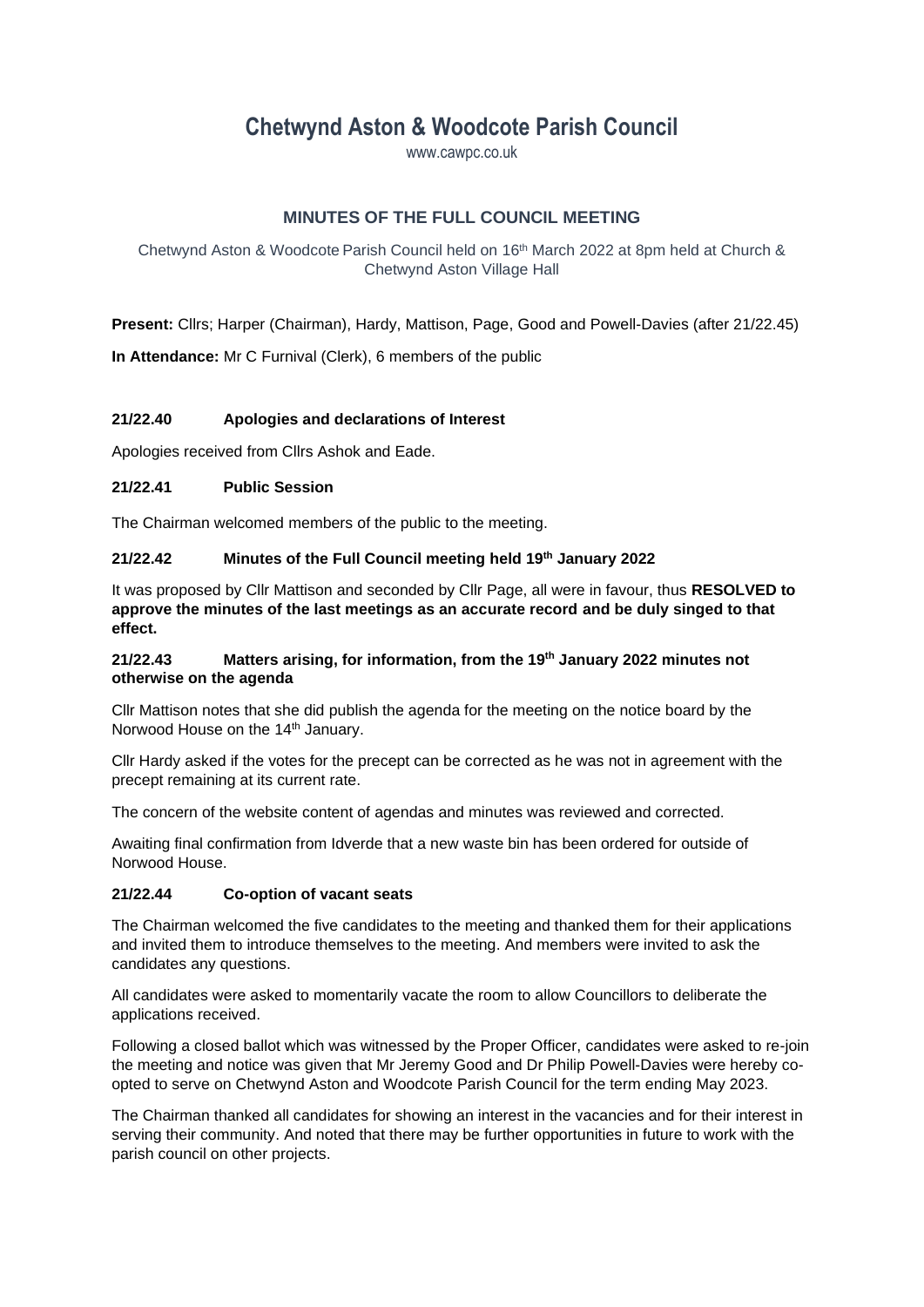# Chetwynd Aston & Woodcote Parish Council

www.cawpc.co.uk

## MINUTES OF THE FULL COUNCIL MEETING

Chetwynd Aston & Woodcote Parish Council held on 16th March 2022 at 8pm held at Church & Chetwynd Aston Village Hall

**Present:** Cllrs; Harper (Chairman), Hardy, Mattison, Page, Good and Powell-Davies (after 21/22.45)

**In Attendance:** Mr C Furnival (Clerk), 6 members of the public

### 21/22.40 Apologies and declarations of Interest

Apologies received from Cllrs Ashok and Eade.

### 21/22.41 Public Session

The Chairman welcomed members of the public to the meeting.

### 21/22.42 Minutes of the Full Council meeting held 19th January 2022

It was proposed by Cllr Mattison and seconded by Cllr Page, all were in favour, thus **RESOLVED to approve the minutes of the last meetings as an accurate record and be duly singed to that effect.**

### 21/22.43 Matters arising, for information, from the 19th January 2022 minutes not otherwise on the agenda

Cllr Mattison notes that she did publish the agenda for the meeting on the notice board by the Norwood House on the 14th January.

Cllr Hardy asked if the votes for the precept can be corrected as he was not in agreement with the precept remaining at its current rate.

The concern of the website content of agendas and minutes was reviewed and corrected.

Awaiting final confirmation from Idverde that a new waste bin has been ordered for outside of Norwood House.

### 21/22.44 Co-option of vacant seats

The Chairman welcomed the five candidates to the meeting and thanked them for their applications and invited them to introduce themselves to the meeting. And members were invited to ask the candidates any questions.

All candidates were asked to momentarily vacate the room to allow Councillors to deliberate the applications received.

Following a closed ballot which was witnessed by the Proper Officer, candidates were asked to re-join the meeting and notice was given that Mr Jeremy Good and Dr Philip Powell-Davies were hereby co-opted to serve on Chetwynd Aston and Woodcote Parish Council for the term ending May 2023.

The Chairman thanked all candidates for showing an interest in the vacancies and for their interest in serving their community. And noted that there may be further opportunities in future to work with the parish council on other projects.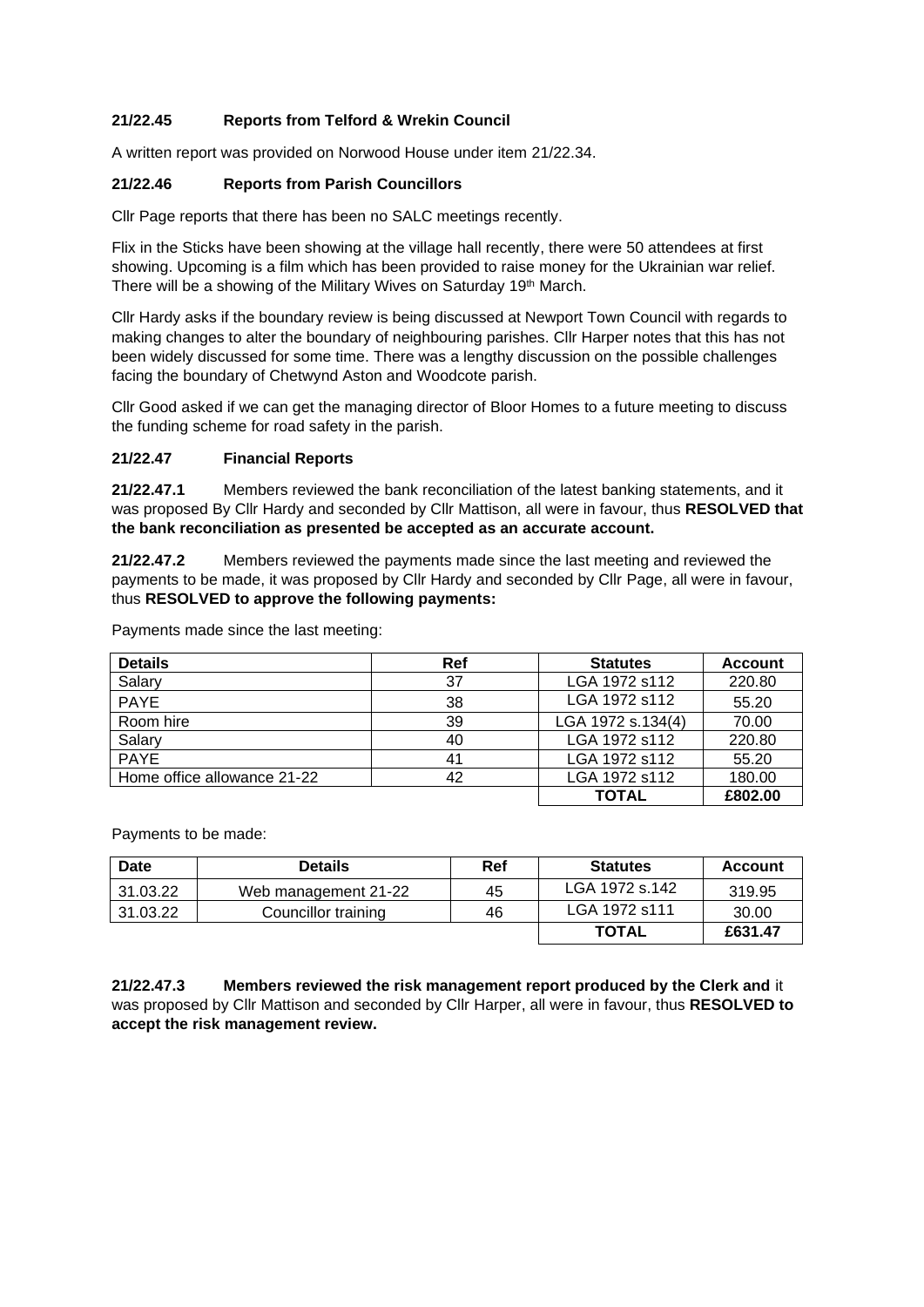**21/22.45 Reports from Telford & Wrekin Council**

A written report was provided on Norwood House under item 21/22.34.

**21/22.46 Reports from Parish Councillors**

Cllr Page reports that there has been no SALC meetings recently.

Flix in the Sticks have been showing at the village hall recently, there were 50 attendees at first showing. Upcoming is a film which has been provided to raise money for the Ukrainian war relief. There will be a showing of the Military Wives on Saturday 19th March.

Cllr Hardy asks if the boundary review is being discussed at Newport Town Council with regards to making changes to alter the boundary of neighbouring parishes. Cllr Harper notes that this has not been widely discussed for some time. There was a lengthy discussion on the possible challenges facing the boundary of Chetwynd Aston and Woodcote parish.

Cllr Good asked if we can get the managing director of Bloor Homes to a future meeting to discuss the funding scheme for road safety in the parish.

**21/22.47 Financial Reports**

**21/22.47.1** Members reviewed the bank reconciliation of the latest banking statements, and it was proposed By Cllr Hardy and seconded by Cllr Mattison, all were in favour, thus **RESOLVED that the bank reconciliation as presented be accepted as an accurate account.**

**21/22.47.2** Members reviewed the payments made since the last meeting and reviewed the payments to be made, it was proposed by Cllr Hardy and seconded by Cllr Page, all were in favour, thus **RESOLVED to approve the following payments:**

Payments made since the last meeting:

| Details | Ref | Statutes | Account |
|---|---|---|---|
| Salary | 37 | LGA 1972 s112 | 220.80 |
| PAYE | 38 | LGA 1972 s112 | 55.20 |
| Room hire | 39 | LGA 1972 s.134(4) | 70.00 |
| Salary | 40 | LGA 1972 s112 | 220.80 |
| PAYE | 41 | LGA 1972 s112 | 55.20 |
| Home office allowance 21-22 | 42 | LGA 1972 s112 | 180.00 |
| | | **TOTAL** | **£802.00** |

Payments to be made:

| Date | Details | Ref | Statutes | Account |
|---|---|---|---|---|
| 31.03.22 | Web management 21-22 | 45 | LGA 1972 s.142 | 319.95 |
| 31.03.22 | Councillor training | 46 | LGA 1972 s111 | 30.00 |
| | | | **TOTAL** | **£631.47** |

**21/22.47.3 Members reviewed the risk management report produced by the Clerk and** it was proposed by Cllr Mattison and seconded by Cllr Harper, all were in favour, thus **RESOLVED to accept the risk management review.**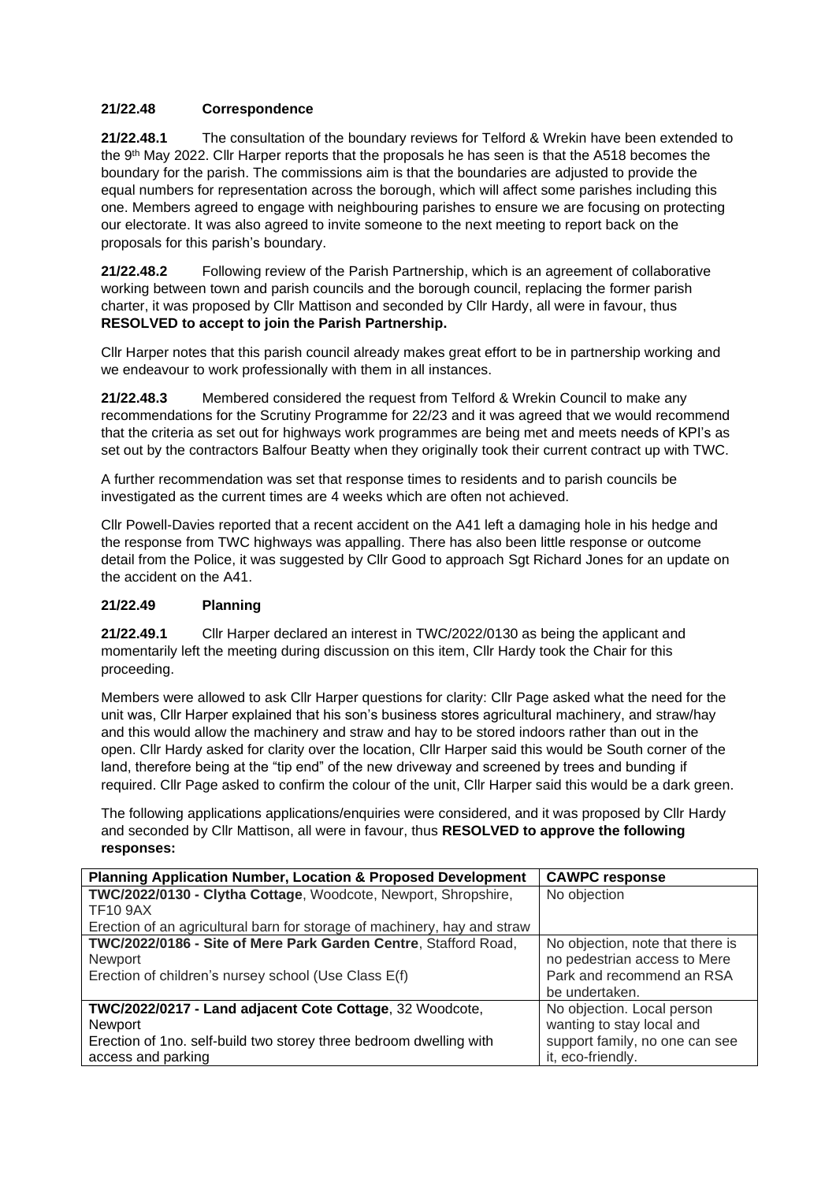**21/22.48 Correspondence**

**21/22.48.1** The consultation of the boundary reviews for Telford & Wrekin have been extended to the 9th May 2022. Cllr Harper reports that the proposals he has seen is that the A518 becomes the boundary for the parish. The commissions aim is that the boundaries are adjusted to provide the equal numbers for representation across the borough, which will affect some parishes including this one. Members agreed to engage with neighbouring parishes to ensure we are focusing on protecting our electorate. It was also agreed to invite someone to the next meeting to report back on the proposals for this parish's boundary.

**21/22.48.2** Following review of the Parish Partnership, which is an agreement of collaborative working between town and parish councils and the borough council, replacing the former parish charter, it was proposed by Cllr Mattison and seconded by Cllr Hardy, all were in favour, thus **RESOLVED to accept to join the Parish Partnership.**

Cllr Harper notes that this parish council already makes great effort to be in partnership working and we endeavour to work professionally with them in all instances.

**21/22.48.3** Membered considered the request from Telford & Wrekin Council to make any recommendations for the Scrutiny Programme for 22/23 and it was agreed that we would recommend that the criteria as set out for highways work programmes are being met and meets needs of KPI's as set out by the contractors Balfour Beatty when they originally took their current contract up with TWC.

A further recommendation was set that response times to residents and to parish councils be investigated as the current times are 4 weeks which are often not achieved.

Cllr Powell-Davies reported that a recent accident on the A41 left a damaging hole in his hedge and the response from TWC highways was appalling. There has also been little response or outcome detail from the Police, it was suggested by Cllr Good to approach Sgt Richard Jones for an update on the accident on the A41.

**21/22.49 Planning**

**21/22.49.1** Cllr Harper declared an interest in TWC/2022/0130 as being the applicant and momentarily left the meeting during discussion on this item, Cllr Hardy took the Chair for this proceeding.

Members were allowed to ask Cllr Harper questions for clarity: Cllr Page asked what the need for the unit was, Cllr Harper explained that his son's business stores agricultural machinery, and straw/hay and this would allow the machinery and straw and hay to be stored indoors rather than out in the open. Cllr Hardy asked for clarity over the location, Cllr Harper said this would be South corner of the land, therefore being at the "tip end" of the new driveway and screened by trees and bunding if required. Cllr Page asked to confirm the colour of the unit, Cllr Harper said this would be a dark green.

The following applications applications/enquiries were considered, and it was proposed by Cllr Hardy and seconded by Cllr Mattison, all were in favour, thus **RESOLVED to approve the following responses:**

| Planning Application Number, Location & Proposed Development | CAWPC response |
|---|---|
| **TWC/2022/0130 - Clytha Cottage**, Woodcote, Newport, Shropshire, TF10 9AX<br>Erection of an agricultural barn for storage of machinery, hay and straw | No objection |
| **TWC/2022/0186 - Site of Mere Park Garden Centre**, Stafford Road, Newport<br>Erection of children's nursey school (Use Class E(f) | No objection, note that there is no pedestrian access to Mere Park and recommend an RSA be undertaken. |
| **TWC/2022/0217 - Land adjacent Cote Cottage**, 32 Woodcote, Newport<br>Erection of 1no. self-build two storey three bedroom dwelling with access and parking | No objection. Local person wanting to stay local and support family, no one can see it, eco-friendly. |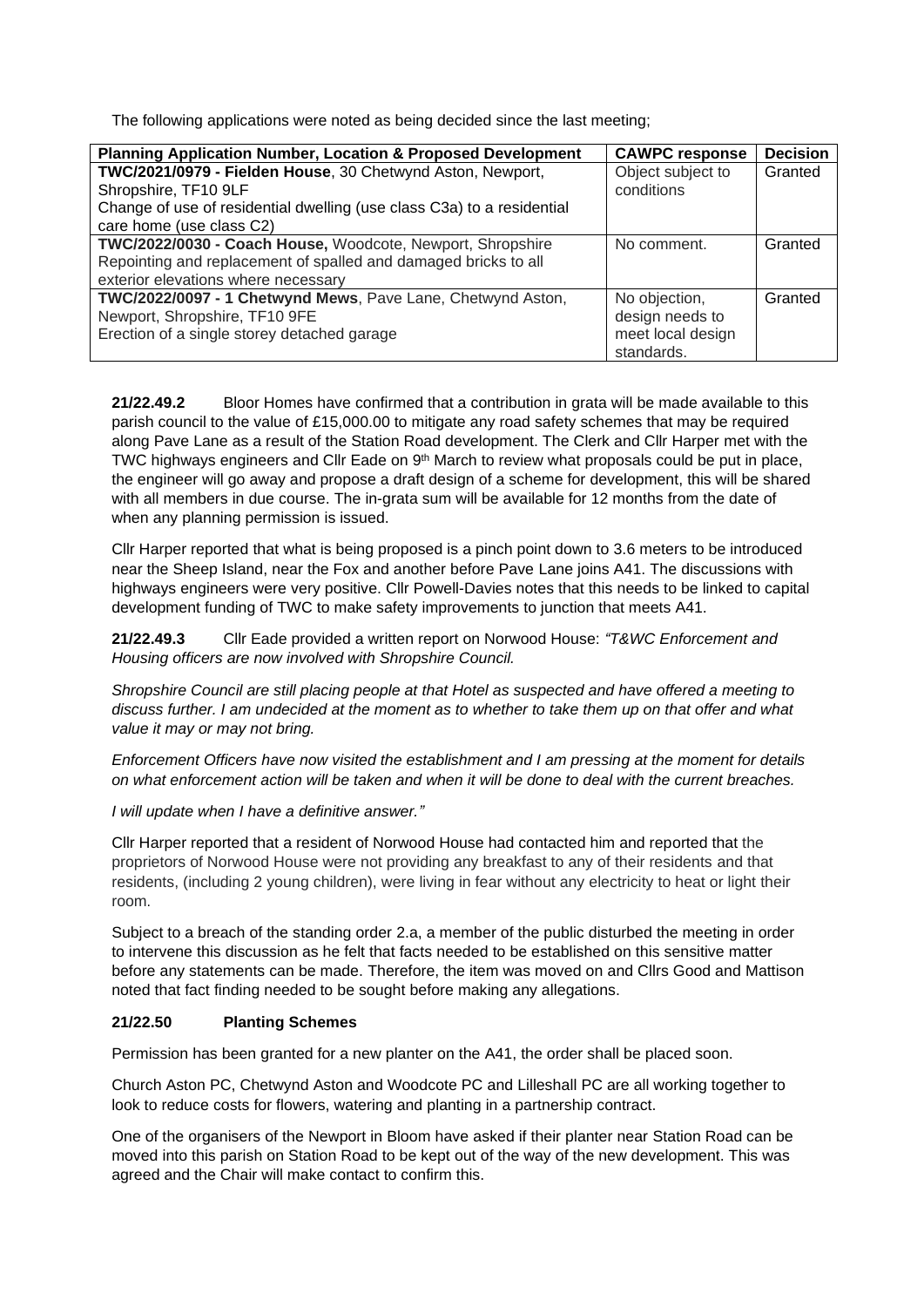The following applications were noted as being decided since the last meeting;

| Planning Application Number, Location & Proposed Development | CAWPC response | Decision |
|---|---|---|
| **TWC/2021/0979 - Fielden House**, 30 Chetwynd Aston, Newport, Shropshire, TF10 9LF<br>Change of use of residential dwelling (use class C3a) to a residential care home (use class C2) | Object subject to conditions | Granted |
| **TWC/2022/0030 - Coach House,** Woodcote, Newport, Shropshire<br>Repointing and replacement of spalled and damaged bricks to all exterior elevations where necessary | No comment. | Granted |
| **TWC/2022/0097 - 1 Chetwynd Mews**, Pave Lane, Chetwynd Aston, Newport, Shropshire, TF10 9FE<br>Erection of a single storey detached garage | No objection, design needs to meet local design standards. | Granted |

**21/22.49.2** Bloor Homes have confirmed that a contribution in grata will be made available to this parish council to the value of £15,000.00 to mitigate any road safety schemes that may be required along Pave Lane as a result of the Station Road development. The Clerk and Cllr Harper met with the TWC highways engineers and Cllr Eade on 9th March to review what proposals could be put in place, the engineer will go away and propose a draft design of a scheme for development, this will be shared with all members in due course. The in-grata sum will be available for 12 months from the date of when any planning permission is issued.

Cllr Harper reported that what is being proposed is a pinch point down to 3.6 meters to be introduced near the Sheep Island, near the Fox and another before Pave Lane joins A41. The discussions with highways engineers were very positive. Cllr Powell-Davies notes that this needs to be linked to capital development funding of TWC to make safety improvements to junction that meets A41.

**21/22.49.3** Cllr Eade provided a written report on Norwood House: *"T&WC Enforcement and Housing officers are now involved with Shropshire Council.*

*Shropshire Council are still placing people at that Hotel as suspected and have offered a meeting to discuss further. I am undecided at the moment as to whether to take them up on that offer and what value it may or may not bring.*

*Enforcement Officers have now visited the establishment and I am pressing at the moment for details on what enforcement action will be taken and when it will be done to deal with the current breaches.*

*I will update when I have a definitive answer."*

Cllr Harper reported that a resident of Norwood House had contacted him and reported that the proprietors of Norwood House were not providing any breakfast to any of their residents and that residents, (including 2 young children), were living in fear without any electricity to heat or light their room.

Subject to a breach of the standing order 2.a, a member of the public disturbed the meeting in order to intervene this discussion as he felt that facts needed to be established on this sensitive matter before any statements can be made. Therefore, the item was moved on and Cllrs Good and Mattison noted that fact finding needed to be sought before making any allegations.

**21/22.50 Planting Schemes**

Permission has been granted for a new planter on the A41, the order shall be placed soon.

Church Aston PC, Chetwynd Aston and Woodcote PC and Lilleshall PC are all working together to look to reduce costs for flowers, watering and planting in a partnership contract.

One of the organisers of the Newport in Bloom have asked if their planter near Station Road can be moved into this parish on Station Road to be kept out of the way of the new development. This was agreed and the Chair will make contact to confirm this.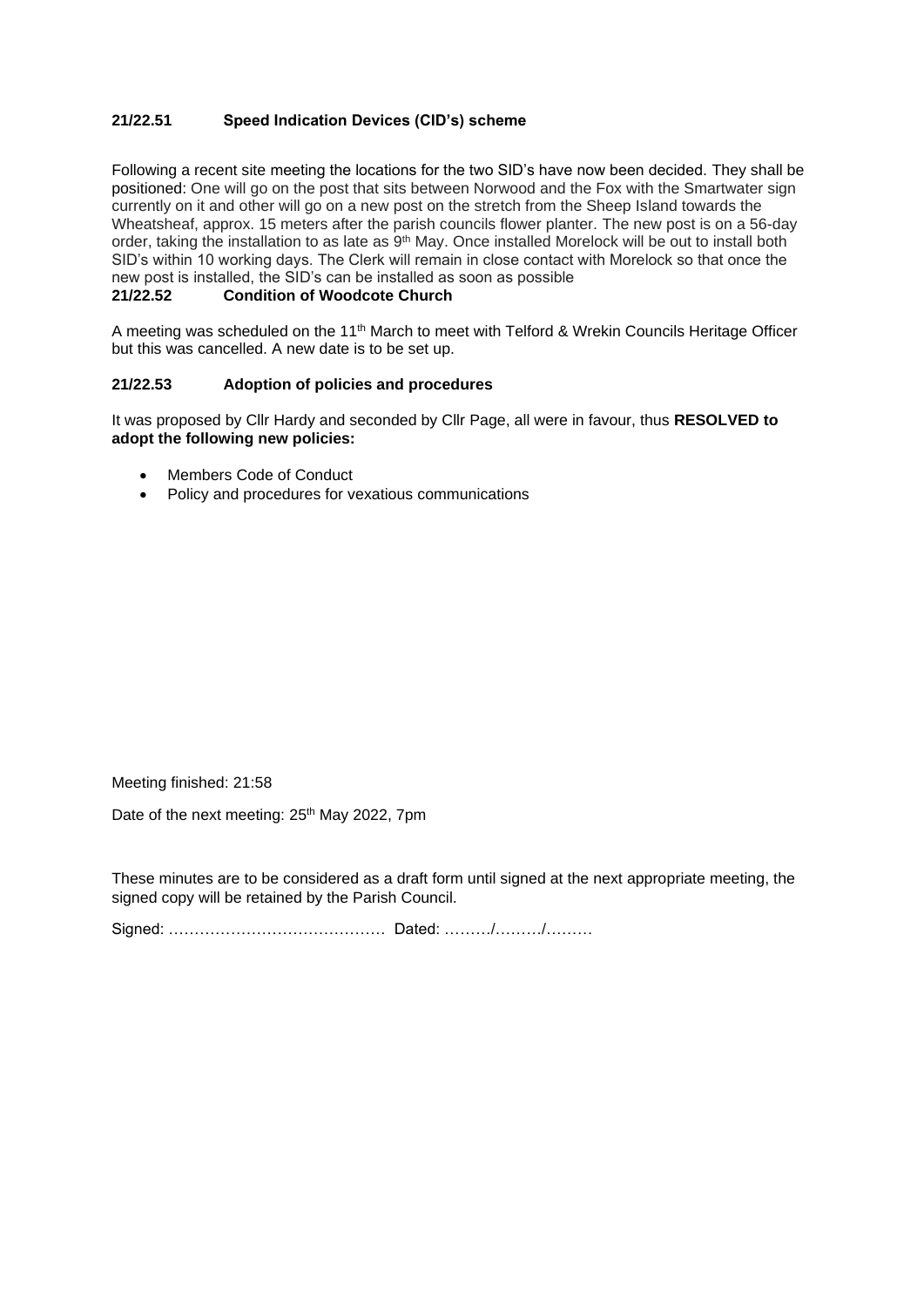**21/22.51 Speed Indication Devices (CID's) scheme**

Following a recent site meeting the locations for the two SID's have now been decided. They shall be positioned: One will go on the post that sits between Norwood and the Fox with the Smartwater sign currently on it and other will go on a new post on the stretch from the Sheep Island towards the Wheatsheaf, approx. 15 meters after the parish councils flower planter. The new post is on a 56-day order, taking the installation to as late as 9th May. Once installed Morelock will be out to install both SID's within 10 working days. The Clerk will remain in close contact with Morelock so that once the new post is installed, the SID's can be installed as soon as possible

**21/22.52 Condition of Woodcote Church**

A meeting was scheduled on the 11th March to meet with Telford & Wrekin Councils Heritage Officer but this was cancelled. A new date is to be set up.

**21/22.53 Adoption of policies and procedures**

It was proposed by Cllr Hardy and seconded by Cllr Page, all were in favour, thus **RESOLVED to adopt the following new policies:**

- Members Code of Conduct
- Policy and procedures for vexatious communications

Meeting finished: 21:58

Date of the next meeting: 25th May 2022, 7pm

These minutes are to be considered as a draft form until signed at the next appropriate meeting, the signed copy will be retained by the Parish Council.

Signed: …………………………………… Dated: ………/………/………